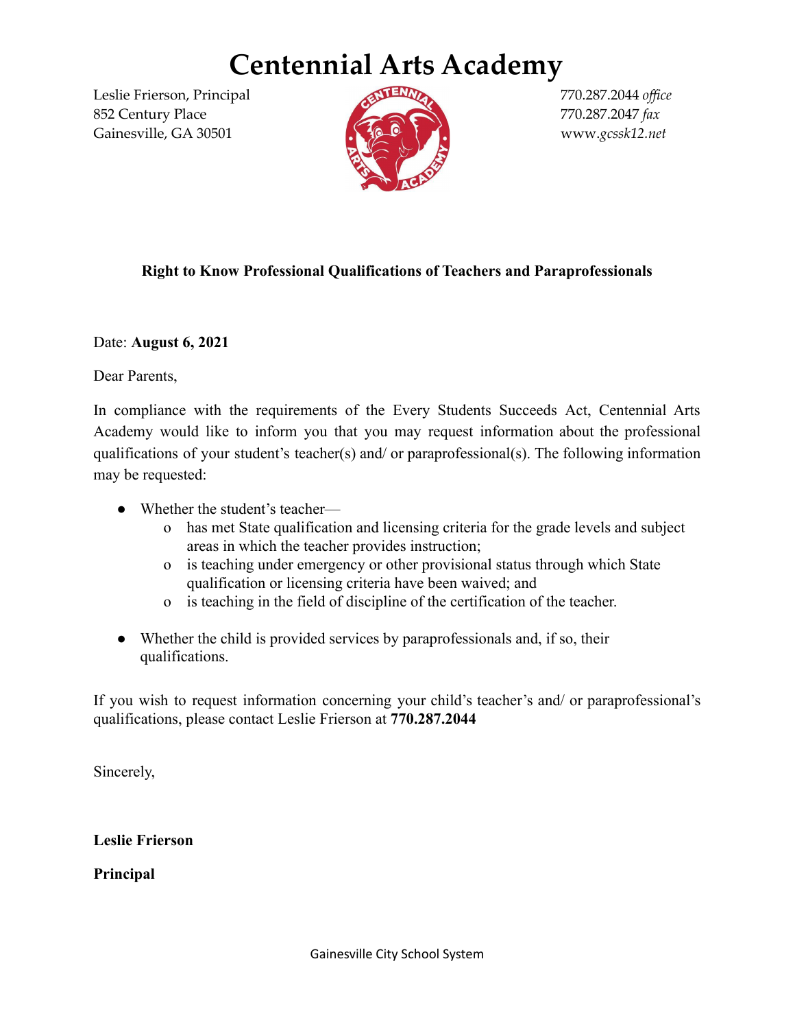# Centennial Arts Academy

Leslie Frierson, Principal
852 Century Place
Gainesville, GA 30501

770.287.2044 *office*
770.287.2047 *fax*
www.*gcssk12.net*

**Right to Know Professional Qualifications of Teachers and Paraprofessionals**

Date: **August 6, 2021**

Dear Parents,

In compliance with the requirements of the Every Students Succeeds Act, Centennial Arts Academy would like to inform you that you may request information about the professional qualifications of your student's teacher(s) and/ or paraprofessional(s). The following information may be requested:

- Whether the student's teacher—
  - has met State qualification and licensing criteria for the grade levels and subject areas in which the teacher provides instruction;
  - is teaching under emergency or other provisional status through which State qualification or licensing criteria have been waived; and
  - is teaching in the field of discipline of the certification of the teacher.

- Whether the child is provided services by paraprofessionals and, if so, their qualifications.

If you wish to request information concerning your child's teacher's and/ or paraprofessional's qualifications, please contact Leslie Frierson at **770.287.2044**

Sincerely,

**Leslie Frierson**

**Principal**

Gainesville City School System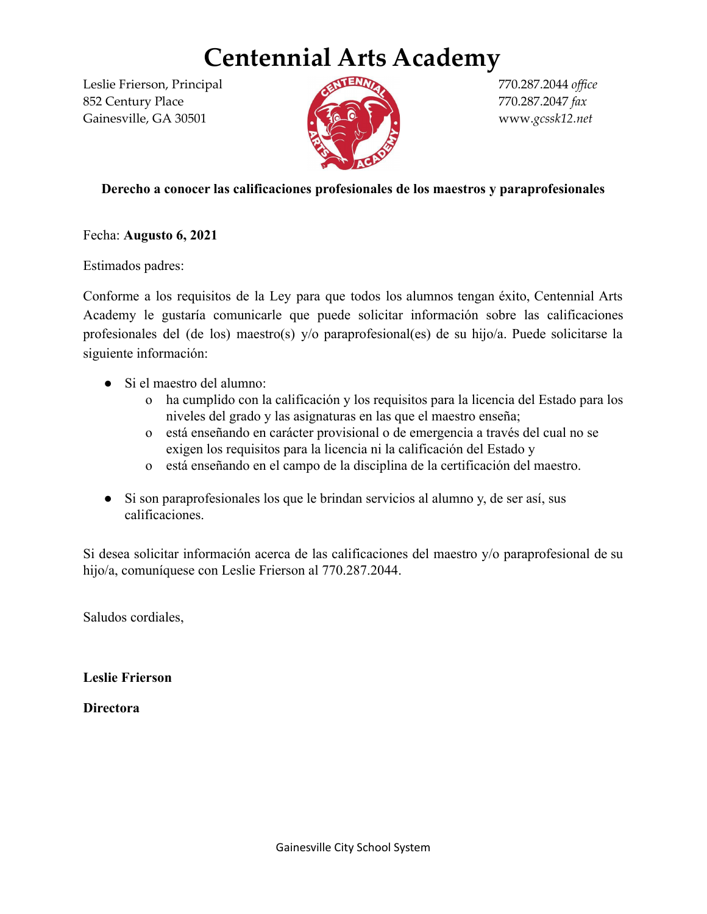# Centennial Arts Academy

Leslie Frierson, Principal
852 Century Place
Gainesville, GA 30501

770.287.2044 *office*
770.287.2047 *fax*
www.*gcssk12.net*

**Derecho a conocer las calificaciones profesionales de los maestros y paraprofesionales**

Fecha: **Augusto 6, 2021**

Estimados padres:

Conforme a los requisitos de la Ley para que todos los alumnos tengan éxito, Centennial Arts Academy le gustaría comunicarle que puede solicitar información sobre las calificaciones profesionales del (de los) maestro(s) y/o paraprofesional(es) de su hijo/a. Puede solicitarse la siguiente información:

- Si el maestro del alumno:
  - ha cumplido con la calificación y los requisitos para la licencia del Estado para los niveles del grado y las asignaturas en las que el maestro enseña;
  - está enseñando en carácter provisional o de emergencia a través del cual no se exigen los requisitos para la licencia ni la calificación del Estado y
  - está enseñando en el campo de la disciplina de la certificación del maestro.

- Si son paraprofesionales los que le brindan servicios al alumno y, de ser así, sus calificaciones.

Si desea solicitar información acerca de las calificaciones del maestro y/o paraprofesional de su hijo/a, comuníquese con Leslie Frierson al 770.287.2044.

Saludos cordiales,

**Leslie Frierson**

**Directora**

Gainesville City School System